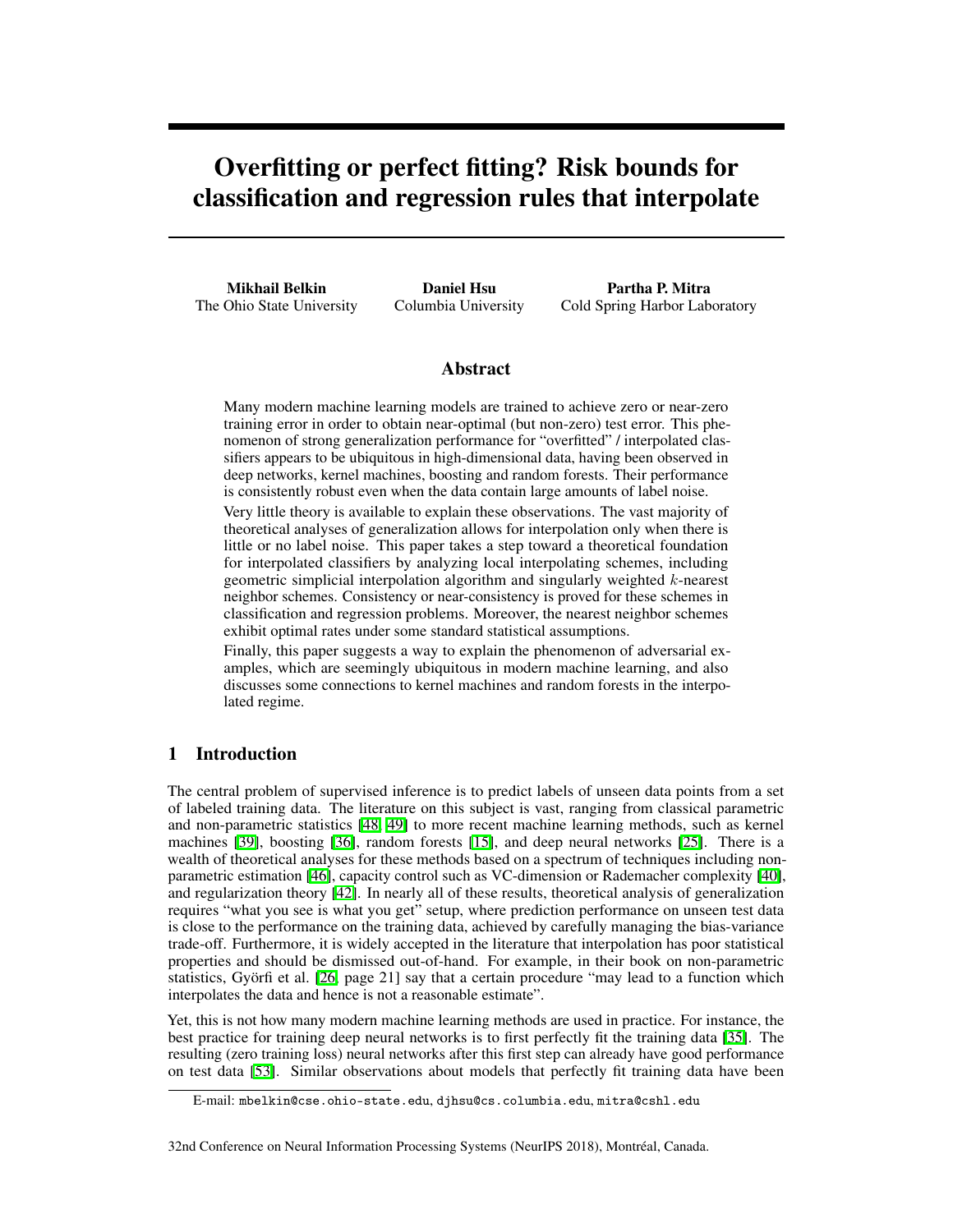# Overfitting or perfect fitting? Risk bounds for classification and regression rules that interpolate

**Mikhail Belkin**
The Ohio State University

**Daniel Hsu**
Columbia University

**Partha P. Mitra**
Cold Spring Harbor Laboratory

## Abstract

Many modern machine learning models are trained to achieve zero or near-zero training error in order to obtain near-optimal (but non-zero) test error. This phenomenon of strong generalization performance for "overfitted" / interpolated classifiers appears to be ubiquitous in high-dimensional data, having been observed in deep networks, kernel machines, boosting and random forests. Their performance is consistently robust even when the data contain large amounts of label noise.

Very little theory is available to explain these observations. The vast majority of theoretical analyses of generalization allows for interpolation only when there is little or no label noise. This paper takes a step toward a theoretical foundation for interpolated classifiers by analyzing local interpolating schemes, including geometric simplicial interpolation algorithm and singularly weighted $k$-nearest neighbor schemes. Consistency or near-consistency is proved for these schemes in classification and regression problems. Moreover, the nearest neighbor schemes exhibit optimal rates under some standard statistical assumptions.

Finally, this paper suggests a way to explain the phenomenon of adversarial examples, which are seemingly ubiquitous in modern machine learning, and also discusses some connections to kernel machines and random forests in the interpolated regime.

## 1 Introduction

The central problem of supervised inference is to predict labels of unseen data points from a set of labeled training data. The literature on this subject is vast, ranging from classical parametric and non-parametric statistics [48, 49] to more recent machine learning methods, such as kernel machines [39], boosting [36], random forests [15], and deep neural networks [25]. There is a wealth of theoretical analyses for these methods based on a spectrum of techniques including non-parametric estimation [46], capacity control such as VC-dimension or Rademacher complexity [40], and regularization theory [42]. In nearly all of these results, theoretical analysis of generalization requires "what you see is what you get" setup, where prediction performance on unseen test data is close to the performance on the training data, achieved by carefully managing the bias-variance trade-off. Furthermore, it is widely accepted in the literature that interpolation has poor statistical properties and should be dismissed out-of-hand. For example, in their book on non-parametric statistics, Györfi et al. [26, page 21] say that a certain procedure "may lead to a function which interpolates the data and hence is not a reasonable estimate".

Yet, this is not how many modern machine learning methods are used in practice. For instance, the best practice for training deep neural networks is to first perfectly fit the training data [35]. The resulting (zero training loss) neural networks after this first step can already have good performance on test data [53]. Similar observations about models that perfectly fit training data have been

E-mail: mbelkin@cse.ohio-state.edu, djhsu@cs.columbia.edu, mitra@cshl.edu

32nd Conference on Neural Information Processing Systems (NeurIPS 2018), Montréal, Canada.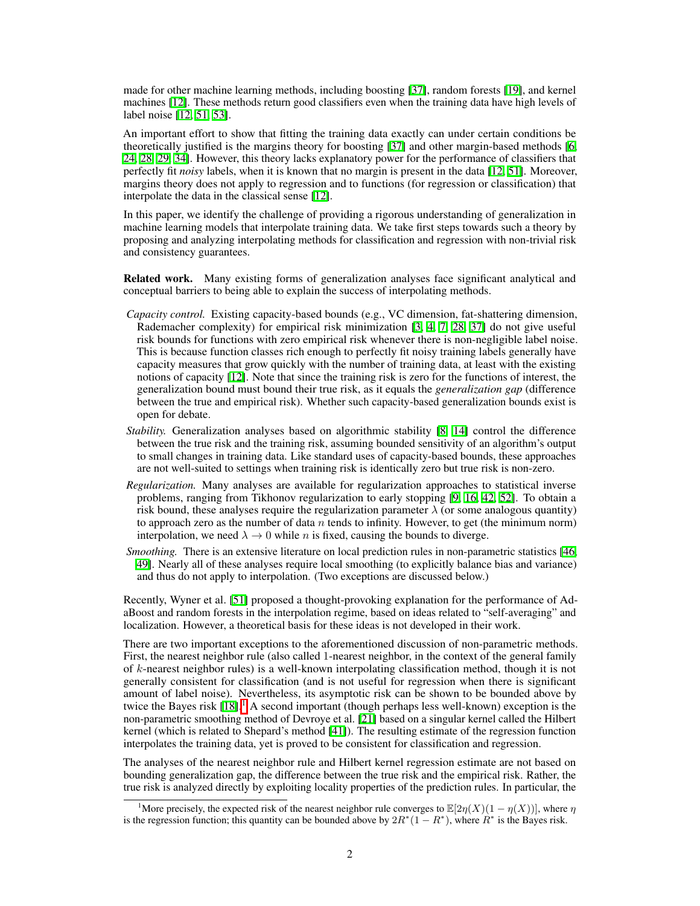made for other machine learning methods, including boosting [37], random forests [19], and kernel machines [12]. These methods return good classifiers even when the training data have high levels of label noise [12, 51, 53].

An important effort to show that fitting the training data exactly can under certain conditions be theoretically justified is the margins theory for boosting [37] and other margin-based methods [6, 24, 28, 29, 34]. However, this theory lacks explanatory power for the performance of classifiers that perfectly fit *noisy* labels, when it is known that no margin is present in the data [12, 51]. Moreover, margins theory does not apply to regression and to functions (for regression or classification) that interpolate the data in the classical sense [12].

In this paper, we identify the challenge of providing a rigorous understanding of generalization in machine learning models that interpolate training data. We take first steps towards such a theory by proposing and analyzing interpolating methods for classification and regression with non-trivial risk and consistency guarantees.

**Related work.** Many existing forms of generalization analyses face significant analytical and conceptual barriers to being able to explain the success of interpolating methods.

- *Capacity control.* Existing capacity-based bounds (e.g., VC dimension, fat-shattering dimension, Rademacher complexity) for empirical risk minimization [3, 4, 7, 28, 37] do not give useful risk bounds for functions with zero empirical risk whenever there is non-negligible label noise. This is because function classes rich enough to perfectly fit noisy training labels generally have capacity measures that grow quickly with the number of training data, at least with the existing notions of capacity [12]. Note that since the training risk is zero for the functions of interest, the generalization bound must bound their true risk, as it equals the *generalization gap* (difference between the true and empirical risk). Whether such capacity-based generalization bounds exist is open for debate.
- *Stability.* Generalization analyses based on algorithmic stability [8, 14] control the difference between the true risk and the training risk, assuming bounded sensitivity of an algorithm's output to small changes in training data. Like standard uses of capacity-based bounds, these approaches are not well-suited to settings when training risk is identically zero but true risk is non-zero.
- *Regularization.* Many analyses are available for regularization approaches to statistical inverse problems, ranging from Tikhonov regularization to early stopping [9, 16, 42, 52]. To obtain a risk bound, these analyses require the regularization parameter $\lambda$ (or some analogous quantity) to approach zero as the number of data $n$ tends to infinity. However, to get (the minimum norm) interpolation, we need $\lambda \to 0$ while $n$ is fixed, causing the bounds to diverge.
- *Smoothing.* There is an extensive literature on local prediction rules in non-parametric statistics [46, 49]. Nearly all of these analyses require local smoothing (to explicitly balance bias and variance) and thus do not apply to interpolation. (Two exceptions are discussed below.)

Recently, Wyner et al. [51] proposed a thought-provoking explanation for the performance of AdaBoost and random forests in the interpolation regime, based on ideas related to "self-averaging" and localization. However, a theoretical basis for these ideas is not developed in their work.

There are two important exceptions to the aforementioned discussion of non-parametric methods. First, the nearest neighbor rule (also called 1-nearest neighbor, in the context of the general family of $k$-nearest neighbor rules) is a well-known interpolating classification method, though it is not generally consistent for classification (and is not useful for regression when there is significant amount of label noise). Nevertheless, its asymptotic risk can be shown to be bounded above by twice the Bayes risk [18].[1] A second important (though perhaps less well-known) exception is the non-parametric smoothing method of Devroye et al. [21] based on a singular kernel called the Hilbert kernel (which is related to Shepard's method [41]). The resulting estimate of the regression function interpolates the training data, yet is proved to be consistent for classification and regression.

The analyses of the nearest neighbor rule and Hilbert kernel regression estimate are not based on bounding generalization gap, the difference between the true risk and the empirical risk. Rather, the true risk is analyzed directly by exploiting locality properties of the prediction rules. In particular, the

[1] More precisely, the expected risk of the nearest neighbor rule converges to $\mathbb{E}[2\eta(X)(1-\eta(X))]$, where $\eta$ is the regression function; this quantity can be bounded above by $2R^*(1-R^*)$, where $R^*$ is the Bayes risk.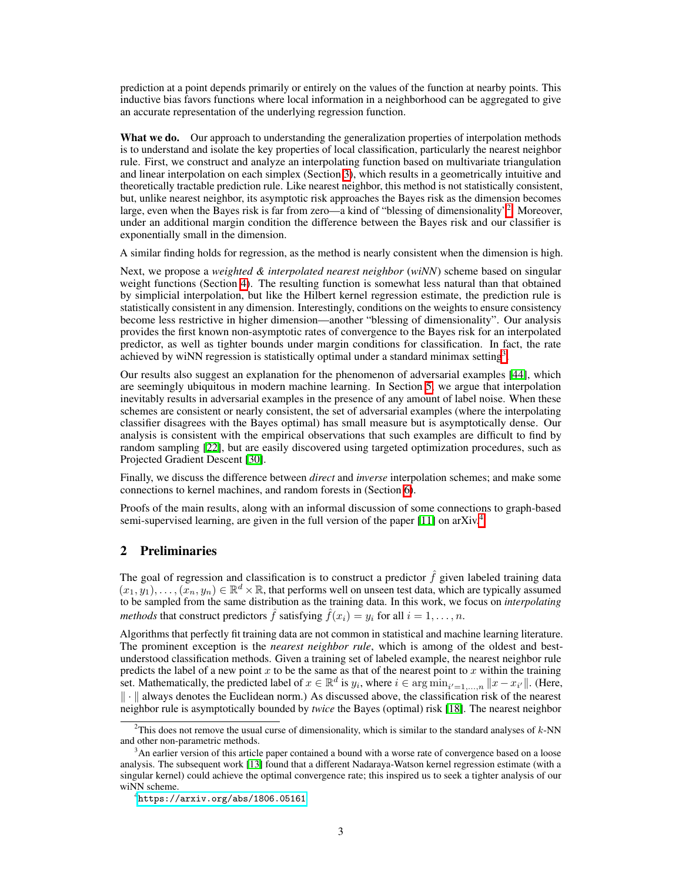prediction at a point depends primarily or entirely on the values of the function at nearby points. This inductive bias favors functions where local information in a neighborhood can be aggregated to give an accurate representation of the underlying regression function.

**What we do.** Our approach to understanding the generalization properties of interpolation methods is to understand and isolate the key properties of local classification, particularly the nearest neighbor rule. First, we construct and analyze an interpolating function based on multivariate triangulation and linear interpolation on each simplex (Section 3), which results in a geometrically intuitive and theoretically tractable prediction rule. Like nearest neighbor, this method is not statistically consistent, but, unlike nearest neighbor, its asymptotic risk approaches the Bayes risk as the dimension becomes large, even when the Bayes risk is far from zero—a kind of "blessing of dimensionality"[2]. Moreover, under an additional margin condition the difference between the Bayes risk and our classifier is exponentially small in the dimension.

A similar finding holds for regression, as the method is nearly consistent when the dimension is high.

Next, we propose a *weighted & interpolated nearest neighbor* (*wiNN*) scheme based on singular weight functions (Section 4). The resulting function is somewhat less natural than that obtained by simplicial interpolation, but like the Hilbert kernel regression estimate, the prediction rule is statistically consistent in any dimension. Interestingly, conditions on the weights to ensure consistency become less restrictive in higher dimension—another "blessing of dimensionality". Our analysis provides the first known non-asymptotic rates of convergence to the Bayes risk for an interpolated predictor, as well as tighter bounds under margin conditions for classification. In fact, the rate achieved by wiNN regression is statistically optimal under a standard minimax setting[3].

Our results also suggest an explanation for the phenomenon of adversarial examples [44], which are seemingly ubiquitous in modern machine learning. In Section 5, we argue that interpolation inevitably results in adversarial examples in the presence of any amount of label noise. When these schemes are consistent or nearly consistent, the set of adversarial examples (where the interpolating classifier disagrees with the Bayes optimal) has small measure but is asymptotically dense. Our analysis is consistent with the empirical observations that such examples are difficult to find by random sampling [22], but are easily discovered using targeted optimization procedures, such as Projected Gradient Descent [30].

Finally, we discuss the difference between *direct* and *inverse* interpolation schemes; and make some connections to kernel machines, and random forests in (Section 6).

Proofs of the main results, along with an informal discussion of some connections to graph-based semi-supervised learning, are given in the full version of the paper [11] on arXiv.[4]

## 2 Preliminaries

The goal of regression and classification is to construct a predictor $\hat{f}$ given labeled training data $(x_1, y_1), \ldots, (x_n, y_n) \in \mathbb{R}^d \times \mathbb{R}$, that performs well on unseen test data, which are typically assumed to be sampled from the same distribution as the training data. In this work, we focus on *interpolating methods* that construct predictors $\hat{f}$ satisfying $\hat{f}(x_i) = y_i$ for all $i = 1, \ldots, n$.

Algorithms that perfectly fit training data are not common in statistical and machine learning literature. The prominent exception is the *nearest neighbor rule*, which is among of the oldest and best-understood classification methods. Given a training set of labeled example, the nearest neighbor rule predicts the label of a new point $x$ to be the same as that of the nearest point to $x$ within the training set. Mathematically, the predicted label of $x \in \mathbb{R}^d$ is $y_i$, where $i \in \arg\min_{i'=1,\ldots,n} \|x - x_{i'}\|$. (Here, $\|\cdot\|$ always denotes the Euclidean norm.) As discussed above, the classification risk of the nearest neighbor rule is asymptotically bounded by *twice* the Bayes (optimal) risk [18]. The nearest neighbor

[2] This does not remove the usual curse of dimensionality, which is similar to the standard analyses of $k$-NN and other non-parametric methods.

[3] An earlier version of this article paper contained a bound with a worse rate of convergence based on a loose analysis. The subsequent work [13] found that a different Nadaraya-Watson kernel regression estimate (with a singular kernel) could achieve the optimal convergence rate; this inspired us to seek a tighter analysis of our wiNN scheme.

[4] https://arxiv.org/abs/1806.05161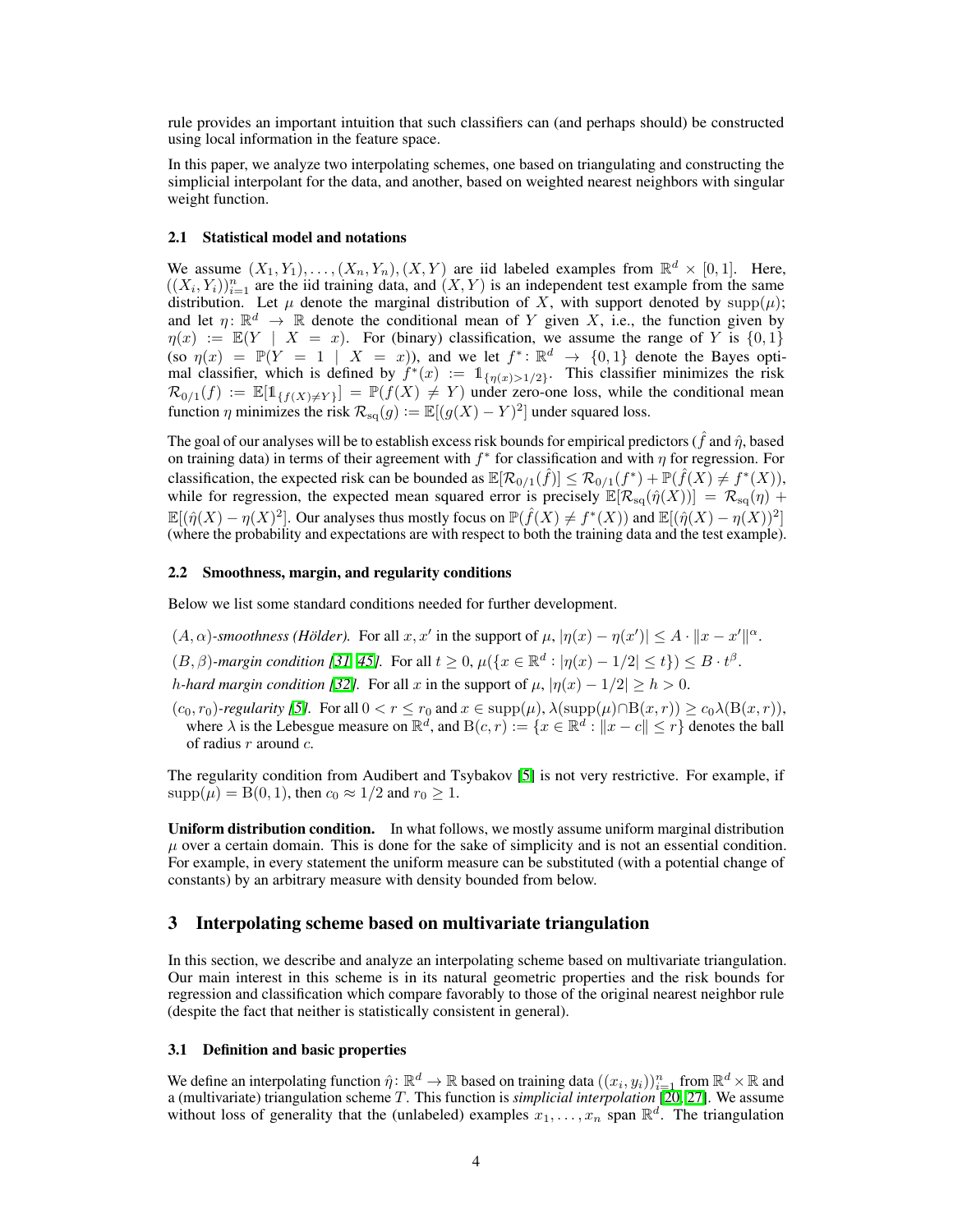rule provides an important intuition that such classifiers can (and perhaps should) be constructed using local information in the feature space.

In this paper, we analyze two interpolating schemes, one based on triangulating and constructing the simplicial interpolant for the data, and another, based on weighted nearest neighbors with singular weight function.

### 2.1 Statistical model and notations

We assume $(X_1, Y_1), \ldots, (X_n, Y_n), (X, Y)$ are iid labeled examples from $\mathbb{R}^d \times [0, 1]$. Here, $((X_i, Y_i))_{i=1}^n$ are the iid training data, and $(X, Y)$ is an independent test example from the same distribution. Let $\mu$ denote the marginal distribution of $X$, with support denoted by $\operatorname{supp}(\mu)$; and let $\eta \colon \mathbb{R}^d \to \mathbb{R}$ denote the conditional mean of $Y$ given $X$, i.e., the function given by $\eta(x) := \mathbb{E}(Y \mid X = x)$. For (binary) classification, we assume the range of $Y$ is $\{0, 1\}$ (so $\eta(x) = \mathbb{P}(Y = 1 \mid X = x)$), and we let $f^* \colon \mathbb{R}^d \to \{0, 1\}$ denote the Bayes optimal classifier, which is defined by $f^*(x) := \mathbb{1}_{\{\eta(x) > 1/2\}}$. This classifier minimizes the risk $\mathcal{R}_{0/1}(f) := \mathbb{E}[\mathbb{1}_{\{f(X) \neq Y\}}] = \mathbb{P}(f(X) \neq Y)$ under zero-one loss, while the conditional mean function $\eta$ minimizes the risk $\mathcal{R}_{\mathrm{sq}}(g) := \mathbb{E}[(g(X) - Y)^2]$ under squared loss.

The goal of our analyses will be to establish excess risk bounds for empirical predictors ($\hat{f}$ and $\hat{\eta}$, based on training data) in terms of their agreement with $f^*$ for classification and with $\eta$ for regression. For classification, the expected risk can be bounded as $\mathbb{E}[\mathcal{R}_{0/1}(\hat{f})] \leq \mathcal{R}_{0/1}(f^*) + \mathbb{P}(\hat{f}(X) \neq f^*(X))$, while for regression, the expected mean squared error is precisely $\mathbb{E}[\mathcal{R}_{\mathrm{sq}}(\hat{\eta}(X))] = \mathcal{R}_{\mathrm{sq}}(\eta) + \mathbb{E}[(\hat{\eta}(X) - \eta(X)^2]$. Our analyses thus mostly focus on $\mathbb{P}(\hat{f}(X) \neq f^*(X))$ and $\mathbb{E}[(\hat{\eta}(X) - \eta(X))^2]$ (where the probability and expectations are with respect to both the training data and the test example).

### 2.2 Smoothness, margin, and regularity conditions

Below we list some standard conditions needed for further development.

- $(A, \alpha)$*-smoothness (Hölder).* For all $x, x'$ in the support of $\mu$, $|\eta(x) - \eta(x')| \leq A \cdot \|x - x'\|^\alpha$.
- $(B, \beta)$*-margin condition [31, 45].* For all $t \geq 0$, $\mu(\{x \in \mathbb{R}^d : |\eta(x) - 1/2| \leq t\}) \leq B \cdot t^\beta$.
- $h$*-hard margin condition [32].* For all $x$ in the support of $\mu$, $|\eta(x) - 1/2| \geq h > 0$.
- $(c_0, r_0)$*-regularity [5].* For all $0 < r \leq r_0$ and $x \in \operatorname{supp}(\mu)$, $\lambda(\operatorname{supp}(\mu) \cap \mathrm{B}(x, r)) \geq c_0 \lambda(\mathrm{B}(x, r))$, where $\lambda$ is the Lebesgue measure on $\mathbb{R}^d$, and $\mathrm{B}(c, r) := \{x \in \mathbb{R}^d : \|x - c\| \leq r\}$ denotes the ball of radius $r$ around $c$.

The regularity condition from Audibert and Tsybakov [5] is not very restrictive. For example, if $\operatorname{supp}(\mu) = \mathrm{B}(0, 1)$, then $c_0 \approx 1/2$ and $r_0 \geq 1$.

**Uniform distribution condition.** In what follows, we mostly assume uniform marginal distribution $\mu$ over a certain domain. This is done for the sake of simplicity and is not an essential condition. For example, in every statement the uniform measure can be substituted (with a potential change of constants) by an arbitrary measure with density bounded from below.

## 3 Interpolating scheme based on multivariate triangulation

In this section, we describe and analyze an interpolating scheme based on multivariate triangulation. Our main interest in this scheme is in its natural geometric properties and the risk bounds for regression and classification which compare favorably to those of the original nearest neighbor rule (despite the fact that neither is statistically consistent in general).

### 3.1 Definition and basic properties

We define an interpolating function $\hat{\eta} \colon \mathbb{R}^d \to \mathbb{R}$ based on training data $((x_i, y_i))_{i=1}^n$ from $\mathbb{R}^d \times \mathbb{R}$ and a (multivariate) triangulation scheme $T$. This function is *simplicial interpolation* [20, 27]. We assume without loss of generality that the (unlabeled) examples $x_1, \ldots, x_n$ span $\mathbb{R}^d$. The triangulation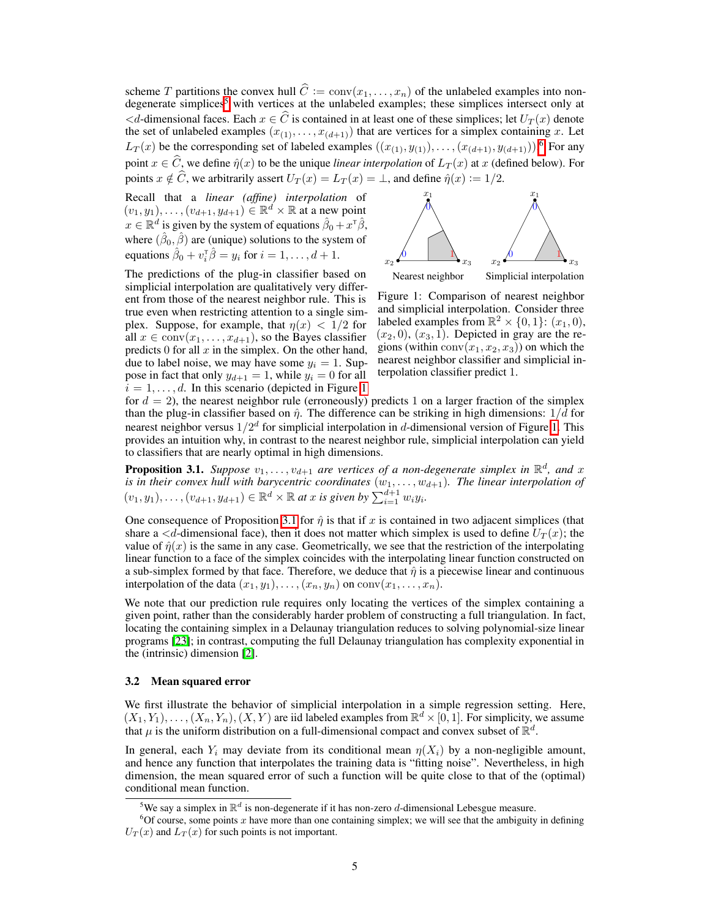scheme $T$ partitions the convex hull $\widehat{C} := \operatorname{conv}(x_1, \ldots, x_n)$ of the unlabeled examples into non-degenerate simplices[5] with vertices at the unlabeled examples; these simplices intersect only at $<d$-dimensional faces. Each $x \in \widehat{C}$ is contained in at least one of these simplices; let $U_T(x)$ denote the set of unlabeled examples $(x_{(1)}, \ldots, x_{(d+1)})$ that are vertices for a simplex containing $x$. Let $L_T(x)$ be the corresponding set of labeled examples $((x_{(1)}, y_{(1)}), \ldots, (x_{(d+1)}, y_{(d+1)}))$.[6] For any point $x \in \widehat{C}$, we define $\hat{\eta}(x)$ to be the unique *linear interpolation* of $L_T(x)$ at $x$ (defined below). For points $x \notin \widehat{C}$, we arbitrarily assert $U_T(x) = L_T(x) = \perp$, and define $\hat{\eta}(x) := 1/2$.

Recall that a *linear (affine) interpolation* of $(v_1, y_1), \ldots, (v_{d+1}, y_{d+1}) \in \mathbb{R}^d \times \mathbb{R}$ at a new point $x \in \mathbb{R}^d$ is given by the system of equations $\hat{\beta}_0 + x^\mathsf{T}\hat{\beta}$, where $(\hat{\beta}_0, \hat{\beta})$ are (unique) solutions to the system of equations $\hat{\beta}_0 + v_i^\mathsf{T}\hat{\beta} = y_i$ for $i = 1, \ldots, d+1$.

The predictions of the plug-in classifier based on simplicial interpolation are qualitatively very different from those of the nearest neighbor rule. This is true even when restricting attention to a single simplex. Suppose, for example, that $\eta(x) < 1/2$ for all $x \in \operatorname{conv}(x_1, \ldots, x_{d+1})$, so the Bayes classifier predicts 0 for all $x$ in the simplex. On the other hand, due to label noise, we may have some $y_i = 1$. Suppose in fact that only $y_{d+1} = 1$, while $y_i = 0$ for all $i = 1, \ldots, d$. In this scenario (depicted in Figure 1 for $d = 2$), the nearest neighbor rule (erroneously) predicts 1 on a larger fraction of the simplex than the plug-in classifier based on $\hat{\eta}$. The difference can be striking in high dimensions: $1/d$ for nearest neighbor versus $1/2^d$ for simplicial interpolation in $d$-dimensional version of Figure 1. This provides an intuition why, in contrast to the nearest neighbor rule, simplicial interpolation can yield to classifiers that are nearly optimal in high dimensions.

Nearest neighbor — Simplicial interpolation

Figure 1: Comparison of nearest neighbor and simplicial interpolation. Consider three labeled examples from $\mathbb{R}^2 \times \{0, 1\}$: $(x_1, 0)$, $(x_2, 0)$, $(x_3, 1)$. Depicted in gray are the regions (within $\operatorname{conv}(x_1, x_2, x_3)$) on which the nearest neighbor classifier and simplicial interpolation classifier predict 1.

**Proposition 3.1.** *Suppose $v_1, \ldots, v_{d+1}$ are vertices of a non-degenerate simplex in $\mathbb{R}^d$, and $x$ is in their convex hull with barycentric coordinates $(w_1, \ldots, w_{d+1})$. The linear interpolation of $(v_1, y_1), \ldots, (v_{d+1}, y_{d+1}) \in \mathbb{R}^d \times \mathbb{R}$ at $x$ is given by $\sum_{i=1}^{d+1} w_i y_i$.*

One consequence of Proposition 3.1 for $\hat{\eta}$ is that if $x$ is contained in two adjacent simplices (that share a $<d$-dimensional face), then it does not matter which simplex is used to define $U_T(x)$; the value of $\hat{\eta}(x)$ is the same in any case. Geometrically, we see that the restriction of the interpolating linear function to a face of the simplex coincides with the interpolating linear function constructed on a sub-simplex formed by that face. Therefore, we deduce that $\hat{\eta}$ is a piecewise linear and continuous interpolation of the data $(x_1, y_1), \ldots, (x_n, y_n)$ on $\operatorname{conv}(x_1, \ldots, x_n)$.

We note that our prediction rule requires only locating the vertices of the simplex containing a given point, rather than the considerably harder problem of constructing a full triangulation. In fact, locating the containing simplex in a Delaunay triangulation reduces to solving polynomial-size linear programs [23]; in contrast, computing the full Delaunay triangulation has complexity exponential in the (intrinsic) dimension [2].

### 3.2 Mean squared error

We first illustrate the behavior of simplicial interpolation in a simple regression setting. Here, $(X_1, Y_1), \ldots, (X_n, Y_n), (X, Y)$ are iid labeled examples from $\mathbb{R}^d \times [0, 1]$. For simplicity, we assume that $\mu$ is the uniform distribution on a full-dimensional compact and convex subset of $\mathbb{R}^d$.

In general, each $Y_i$ may deviate from its conditional mean $\eta(X_i)$ by a non-negligible amount, and hence any function that interpolates the training data is "fitting noise". Nevertheless, in high dimension, the mean squared error of such a function will be quite close to that of the (optimal) conditional mean function.

[5] We say a simplex in $\mathbb{R}^d$ is non-degenerate if it has non-zero $d$-dimensional Lebesgue measure.

[6] Of course, some points $x$ have more than one containing simplex; we will see that the ambiguity in defining $U_T(x)$ and $L_T(x)$ for such points is not important.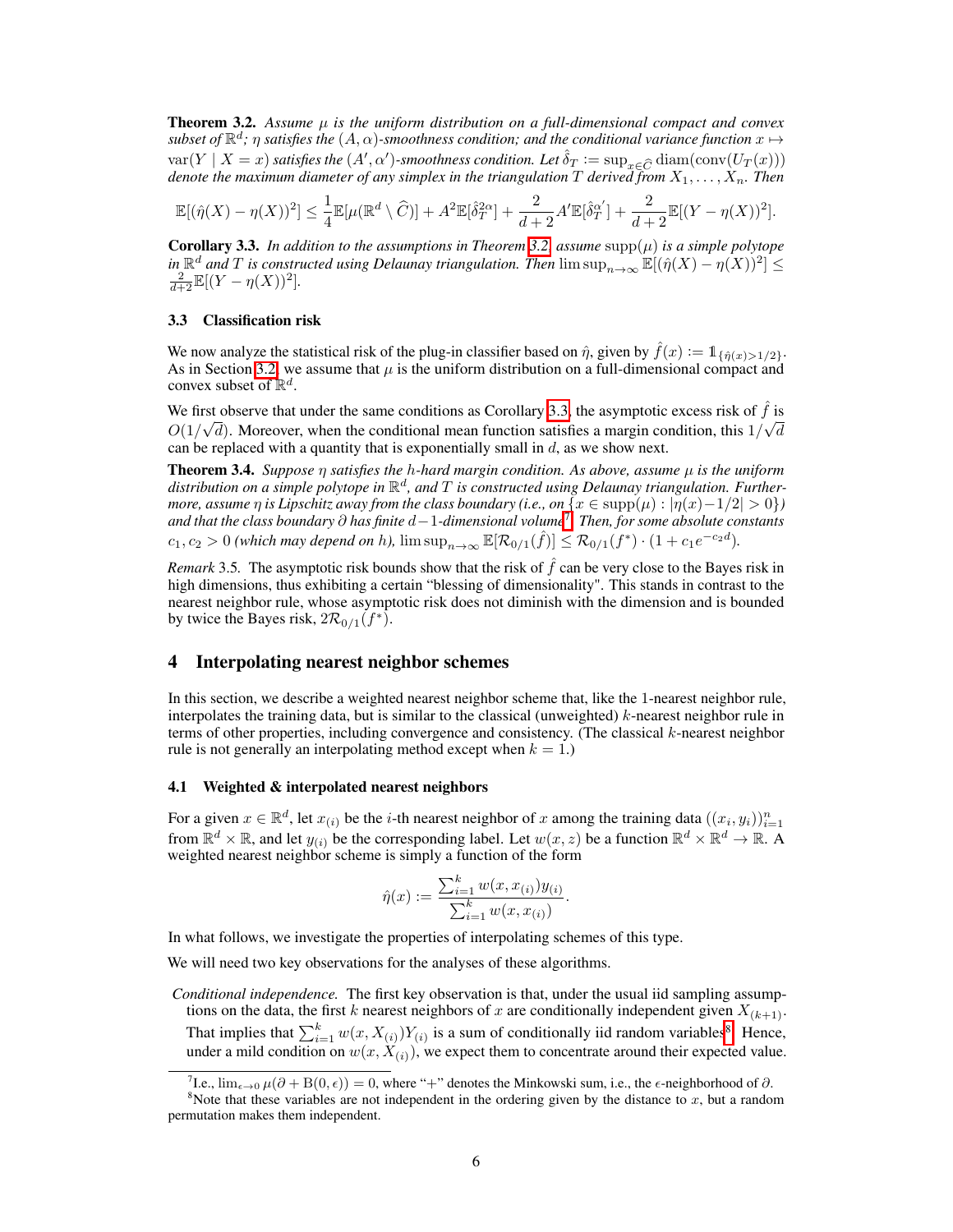**Theorem 3.2.** *Assume $\mu$ is the uniform distribution on a full-dimensional compact and convex subset of $\mathbb{R}^d$; $\eta$ satisfies the $(A, \alpha)$-smoothness condition; and the conditional variance function $x \mapsto \mathrm{var}(Y \mid X = x)$ satisfies the $(A', \alpha')$-smoothness condition. Let $\hat{\delta}_T := \sup_{x \in \widehat{C}} \mathrm{diam}(\mathrm{conv}(U_T(x)))$ denote the maximum diameter of any simplex in the triangulation $T$ derived from $X_1, \ldots, X_n$. Then*

$$\mathbb{E}[(\hat{\eta}(X) - \eta(X))^2] \leq \frac{1}{4}\mathbb{E}[\mu(\mathbb{R}^d \setminus \widehat{C})] + A^2 \mathbb{E}[\hat{\delta}_T^{2\alpha}] + \frac{2}{d+2} A' \mathbb{E}[\hat{\delta}_T^{\alpha'}] + \frac{2}{d+2}\mathbb{E}[(Y - \eta(X))^2].$$

**Corollary 3.3.** *In addition to the assumptions in Theorem 3.2, assume $\mathrm{supp}(\mu)$ is a simple polytope in $\mathbb{R}^d$ and $T$ is constructed using Delaunay triangulation. Then $\limsup_{n \to \infty} \mathbb{E}[(\hat{\eta}(X) - \eta(X))^2] \leq \frac{2}{d+2}\mathbb{E}[(Y - \eta(X))^2]$.*

### 3.3 Classification risk

We now analyze the statistical risk of the plug-in classifier based on $\hat{\eta}$, given by $\hat{f}(x) := \mathbb{1}_{\{\hat{\eta}(x) > 1/2\}}$. As in Section 3.2, we assume that $\mu$ is the uniform distribution on a full-dimensional compact and convex subset of $\mathbb{R}^d$.

We first observe that under the same conditions as Corollary 3.3, the asymptotic excess risk of $\hat{f}$ is $O(1/\sqrt{d})$. Moreover, when the conditional mean function satisfies a margin condition, this $1/\sqrt{d}$ can be replaced with a quantity that is exponentially small in $d$, as we show next.

**Theorem 3.4.** *Suppose $\eta$ satisfies the $h$-hard margin condition. As above, assume $\mu$ is the uniform distribution on a simple polytope in $\mathbb{R}^d$, and $T$ is constructed using Delaunay triangulation. Furthermore, assume $\eta$ is Lipschitz away from the class boundary (i.e., on $\{x \in \mathrm{supp}(\mu) : |\eta(x) - 1/2| > 0\}$) and that the class boundary $\partial$ has finite $d-1$-dimensional volume[7]. Then, for some absolute constants $c_1, c_2 > 0$ (which may depend on $h$), $\limsup_{n \to \infty} \mathbb{E}[\mathcal{R}_{0/1}(\hat{f})] \leq \mathcal{R}_{0/1}(f^*) \cdot (1 + c_1 e^{-c_2 d})$.*

*Remark* 3.5. The asymptotic risk bounds show that the risk of $\hat{f}$ can be very close to the Bayes risk in high dimensions, thus exhibiting a certain "blessing of dimensionality". This stands in contrast to the nearest neighbor rule, whose asymptotic risk does not diminish with the dimension and is bounded by twice the Bayes risk, $2\mathcal{R}_{0/1}(f^*)$.

## 4 Interpolating nearest neighbor schemes

In this section, we describe a weighted nearest neighbor scheme that, like the 1-nearest neighbor rule, interpolates the training data, but is similar to the classical (unweighted) $k$-nearest neighbor rule in terms of other properties, including convergence and consistency. (The classical $k$-nearest neighbor rule is not generally an interpolating method except when $k = 1$.)

### 4.1 Weighted & interpolated nearest neighbors

For a given $x \in \mathbb{R}^d$, let $x_{(i)}$ be the $i$-th nearest neighbor of $x$ among the training data $((x_i, y_i))_{i=1}^n$ from $\mathbb{R}^d \times \mathbb{R}$, and let $y_{(i)}$ be the corresponding label. Let $w(x, z)$ be a function $\mathbb{R}^d \times \mathbb{R}^d \to \mathbb{R}$. A weighted nearest neighbor scheme is simply a function of the form

$$\hat{\eta}(x) := \frac{\sum_{i=1}^k w(x, x_{(i)}) y_{(i)}}{\sum_{i=1}^k w(x, x_{(i)})}.$$

In what follows, we investigate the properties of interpolating schemes of this type.

We will need two key observations for the analyses of these algorithms.

*Conditional independence.* The first key observation is that, under the usual iid sampling assumptions on the data, the first $k$ nearest neighbors of $x$ are conditionally independent given $X_{(k+1)}$. That implies that $\sum_{i=1}^k w(x, X_{(i)}) Y_{(i)}$ is a sum of conditionally iid random variables[8]. Hence, under a mild condition on $w(x, X_{(i)})$, we expect them to concentrate around their expected value.

[7] I.e., $\lim_{\epsilon \to 0} \mu(\partial + \mathrm{B}(0, \epsilon)) = 0$, where "+" denotes the Minkowski sum, i.e., the $\epsilon$-neighborhood of $\partial$.

[8] Note that these variables are not independent in the ordering given by the distance to $x$, but a random permutation makes them independent.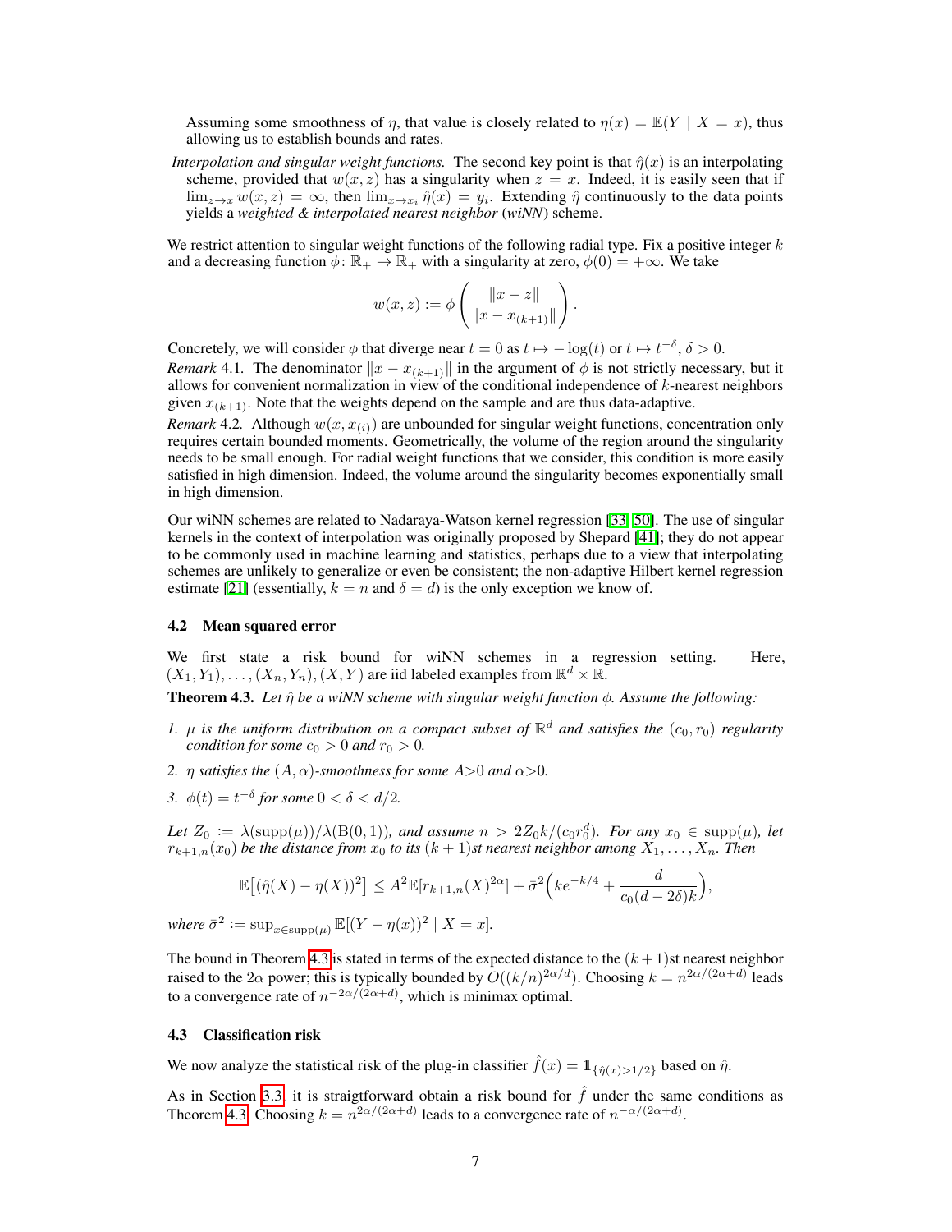Assuming some smoothness of $\eta$, that value is closely related to $\eta(x) = \mathbb{E}(Y \mid X = x)$, thus allowing us to establish bounds and rates.

*Interpolation and singular weight functions.* The second key point is that $\hat{\eta}(x)$ is an interpolating scheme, provided that $w(x, z)$ has a singularity when $z = x$. Indeed, it is easily seen that if $\lim_{z \to x} w(x, z) = \infty$, then $\lim_{x \to x_i} \hat{\eta}(x) = y_i$. Extending $\hat{\eta}$ continuously to the data points yields a *weighted & interpolated nearest neighbor* (*wiNN*) scheme.

We restrict attention to singular weight functions of the following radial type. Fix a positive integer $k$ and a decreasing function $\phi\colon \mathbb{R}_+ \to \mathbb{R}_+$ with a singularity at zero, $\phi(0) = +\infty$. We take

$$w(x, z) := \phi\left(\frac{\|x - z\|}{\|x - x_{(k+1)}\|}\right).$$

Concretely, we will consider $\phi$ that diverge near $t = 0$ as $t \mapsto -\log(t)$ or $t \mapsto t^{-\delta}$, $\delta > 0$.

*Remark* 4.1. The denominator $\|x - x_{(k+1)}\|$ in the argument of $\phi$ is not strictly necessary, but it allows for convenient normalization in view of the conditional independence of $k$-nearest neighbors given $x_{(k+1)}$. Note that the weights depend on the sample and are thus data-adaptive.

*Remark* 4.2. Although $w(x, x_{(i)})$ are unbounded for singular weight functions, concentration only requires certain bounded moments. Geometrically, the volume of the region around the singularity needs to be small enough. For radial weight functions that we consider, this condition is more easily satisfied in high dimension. Indeed, the volume around the singularity becomes exponentially small in high dimension.

Our wiNN schemes are related to Nadaraya-Watson kernel regression [33, 50]. The use of singular kernels in the context of interpolation was originally proposed by Shepard [41]; they do not appear to be commonly used in machine learning and statistics, perhaps due to a view that interpolating schemes are unlikely to generalize or even be consistent; the non-adaptive Hilbert kernel regression estimate [21] (essentially, $k = n$ and $\delta = d$) is the only exception we know of.

### 4.2 Mean squared error

We first state a risk bound for wiNN schemes in a regression setting. Here, $(X_1, Y_1), \ldots, (X_n, Y_n), (X, Y)$ are iid labeled examples from $\mathbb{R}^d \times \mathbb{R}$.

**Theorem 4.3.** *Let $\hat{\eta}$ be a wiNN scheme with singular weight function $\phi$. Assume the following:*

1. *$\mu$ is the uniform distribution on a compact subset of $\mathbb{R}^d$ and satisfies the $(c_0, r_0)$ regularity condition for some $c_0 > 0$ and $r_0 > 0$.*
2. *$\eta$ satisfies the $(A, \alpha)$-smoothness for some $A>0$ and $\alpha>0$.*
3. *$\phi(t) = t^{-\delta}$ for some $0 < \delta < d/2$.*

*Let $Z_0 := \lambda(\mathrm{supp}(\mu))/\lambda(\mathrm{B}(0, 1))$, and assume $n > 2Z_0 k/(c_0 r_0^d)$. For any $x_0 \in \mathrm{supp}(\mu)$, let $r_{k+1,n}(x_0)$ be the distance from $x_0$ to its $(k+1)$st nearest neighbor among $X_1, \ldots, X_n$. Then*

$$\mathbb{E}\big[(\hat{\eta}(X) - \eta(X))^2\big] \le A^2 \mathbb{E}[r_{k+1,n}(X)^{2\alpha}] + \bar{\sigma}^2 \Big(k e^{-k/4} + \frac{d}{c_0(d - 2\delta)k}\Big),$$

*where $\bar{\sigma}^2 := \sup_{x \in \mathrm{supp}(\mu)} \mathbb{E}[(Y - \eta(x))^2 \mid X = x]$.*

The bound in Theorem 4.3 is stated in terms of the expected distance to the $(k+1)$st nearest neighbor raised to the $2\alpha$ power; this is typically bounded by $O((k/n)^{2\alpha/d})$. Choosing $k = n^{2\alpha/(2\alpha+d)}$ leads to a convergence rate of $n^{-2\alpha/(2\alpha+d)}$, which is minimax optimal.

### 4.3 Classification risk

We now analyze the statistical risk of the plug-in classifier $\hat{f}(x) = \mathbb{1}_{\{\hat{\eta}(x) > 1/2\}}$ based on $\hat{\eta}$.

As in Section 3.3, it is straigtforward obtain a risk bound for $\hat{f}$ under the same conditions as Theorem 4.3. Choosing $k = n^{2\alpha/(2\alpha+d)}$ leads to a convergence rate of $n^{-\alpha/(2\alpha+d)}$.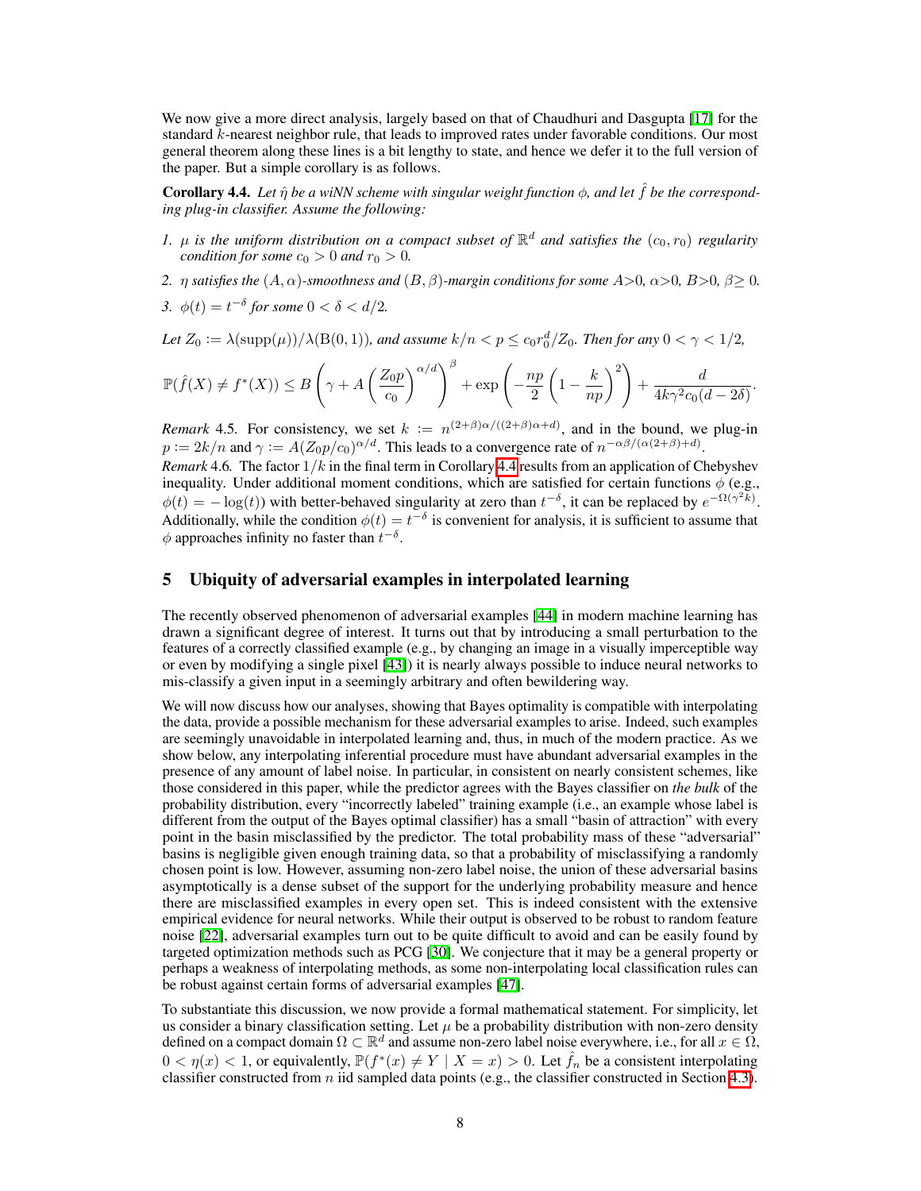We now give a more direct analysis, largely based on that of Chaudhuri and Dasgupta [17] for the standard $k$-nearest neighbor rule, that leads to improved rates under favorable conditions. Our most general theorem along these lines is a bit lengthy to state, and hence we defer it to the full version of the paper. But a simple corollary is as follows.

**Corollary 4.4.** *Let $\hat{\eta}$ be a wiNN scheme with singular weight function $\phi$, and let $\hat{f}$ be the corresponding plug-in classifier. Assume the following:*

1. *$\mu$ is the uniform distribution on a compact subset of $\mathbb{R}^d$ and satisfies the $(c_0, r_0)$ regularity condition for some $c_0 > 0$ and $r_0 > 0$.*
2. *$\eta$ satisfies the $(A, \alpha)$-smoothness and $(B, \beta)$-margin conditions for some $A>0$, $\alpha>0$, $B>0$, $\beta \geq 0$.*
3. *$\phi(t) = t^{-\delta}$ for some $0 < \delta < d/2$.*

*Let $Z_0 := \lambda(\mathrm{supp}(\mu))/\lambda(\mathrm{B}(0,1))$, and assume $k/n < p \leq c_0 r_0^d / Z_0$. Then for any $0 < \gamma < 1/2$,*

$$\mathbb{P}(\hat{f}(X) \neq f^*(X)) \leq B\left(\gamma + A\left(\frac{Z_0 p}{c_0}\right)^{\alpha/d}\right)^{\beta} + \exp\left(-\frac{np}{2}\left(1 - \frac{k}{np}\right)^2\right) + \frac{d}{4k\gamma^2 c_0 (d - 2\delta)}.$$

*Remark* 4.5. For consistency, we set $k := n^{(2+\beta)\alpha/((2+\beta)\alpha+d)}$, and in the bound, we plug-in $p := 2k/n$ and $\gamma := A(Z_0 p/c_0)^{\alpha/d}$. This leads to a convergence rate of $n^{-\alpha\beta/(\alpha(2+\beta)+d)}$.

*Remark* 4.6. The factor $1/k$ in the final term in Corollary 4.4 results from an application of Chebyshev inequality. Under additional moment conditions, which are satisfied for certain functions $\phi$ (e.g., $\phi(t) = -\log(t)$) with better-behaved singularity at zero than $t^{-\delta}$, it can be replaced by $e^{-\Omega(\gamma^2 k)}$. Additionally, while the condition $\phi(t) = t^{-\delta}$ is convenient for analysis, it is sufficient to assume that $\phi$ approaches infinity no faster than $t^{-\delta}$.

## 5 Ubiquity of adversarial examples in interpolated learning

The recently observed phenomenon of adversarial examples [44] in modern machine learning has drawn a significant degree of interest. It turns out that by introducing a small perturbation to the features of a correctly classified example (e.g., by changing an image in a visually imperceptible way or even by modifying a single pixel [43]) it is nearly always possible to induce neural networks to mis-classify a given input in a seemingly arbitrary and often bewildering way.

We will now discuss how our analyses, showing that Bayes optimality is compatible with interpolating the data, provide a possible mechanism for these adversarial examples to arise. Indeed, such examples are seemingly unavoidable in interpolated learning and, thus, in much of the modern practice. As we show below, any interpolating inferential procedure must have abundant adversarial examples in the presence of any amount of label noise. In particular, in consistent on nearly consistent schemes, like those considered in this paper, while the predictor agrees with the Bayes classifier on *the bulk* of the probability distribution, every "incorrectly labeled" training example (i.e., an example whose label is different from the output of the Bayes optimal classifier) has a small "basin of attraction" with every point in the basin misclassified by the predictor. The total probability mass of these "adversarial" basins is negligible given enough training data, so that a probability of misclassifying a randomly chosen point is low. However, assuming non-zero label noise, the union of these adversarial basins asymptotically is a dense subset of the support for the underlying probability measure and hence there are misclassified examples in every open set. This is indeed consistent with the extensive empirical evidence for neural networks. While their output is observed to be robust to random feature noise [22], adversarial examples turn out to be quite difficult to avoid and can be easily found by targeted optimization methods such as PCG [30]. We conjecture that it may be a general property or perhaps a weakness of interpolating methods, as some non-interpolating local classification rules can be robust against certain forms of adversarial examples [47].

To substantiate this discussion, we now provide a formal mathematical statement. For simplicity, let us consider a binary classification setting. Let $\mu$ be a probability distribution with non-zero density defined on a compact domain $\Omega \subset \mathbb{R}^d$ and assume non-zero label noise everywhere, i.e., for all $x \in \Omega$, $0 < \eta(x) < 1$, or equivalently, $\mathbb{P}(f^*(x) \neq Y \mid X = x) > 0$. Let $\hat{f}_n$ be a consistent interpolating classifier constructed from $n$ iid sampled data points (e.g., the classifier constructed in Section 4.3).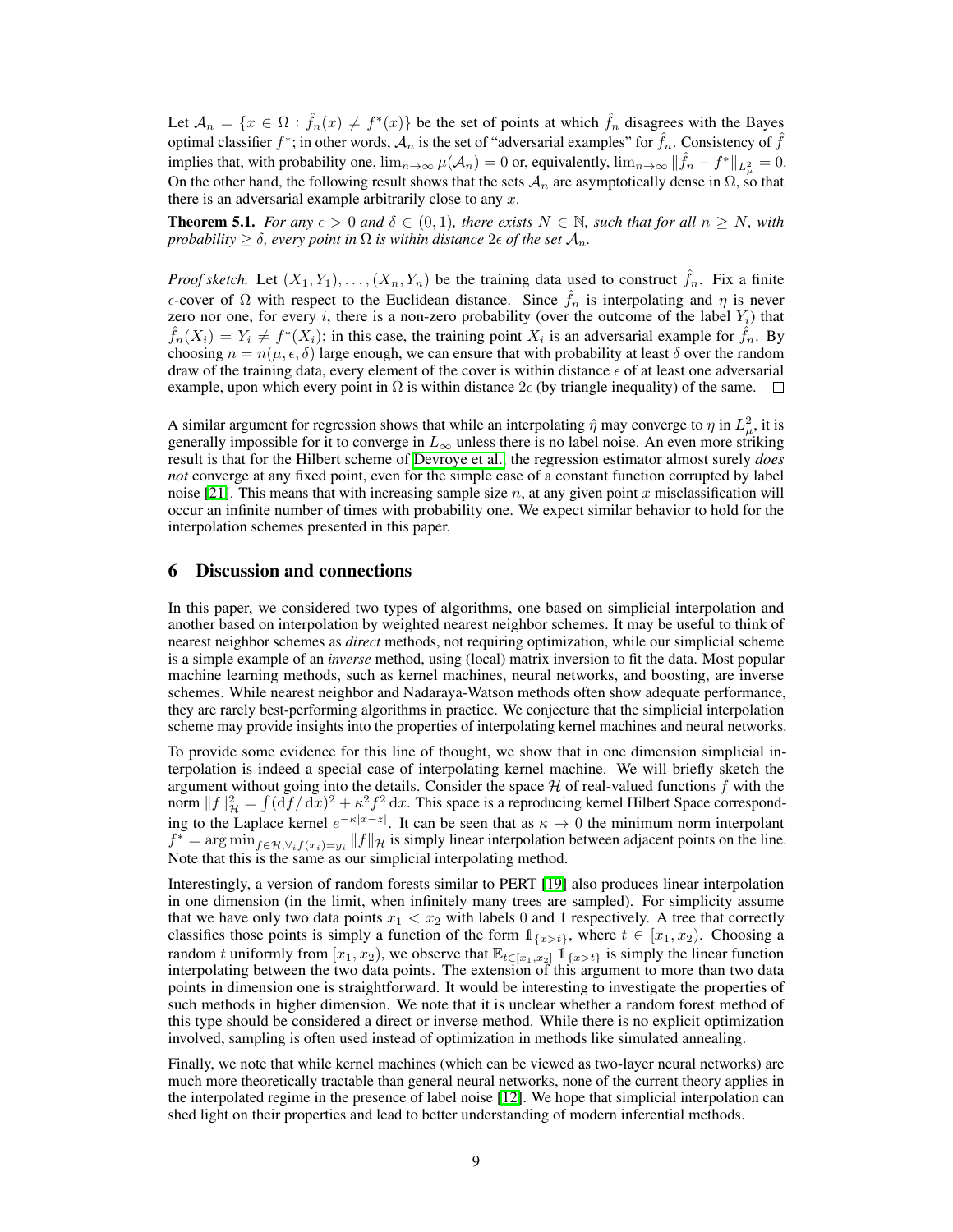Let $\mathcal{A}_n = \{x \in \Omega : \hat{f}_n(x) \neq f^*(x)\}$ be the set of points at which $\hat{f}_n$ disagrees with the Bayes optimal classifier $f^*$; in other words, $\mathcal{A}_n$ is the set of "adversarial examples" for $\hat{f}_n$. Consistency of $\hat{f}$ implies that, with probability one, $\lim_{n\to\infty} \mu(\mathcal{A}_n) = 0$ or, equivalently, $\lim_{n\to\infty} \|\hat{f}_n - f^*\|_{L^2_\mu} = 0$. On the other hand, the following result shows that the sets $\mathcal{A}_n$ are asymptotically dense in $\Omega$, so that there is an adversarial example arbitrarily close to any $x$.

**Theorem 5.1.** *For any $\epsilon > 0$ and $\delta \in (0, 1)$, there exists $N \in \mathbb{N}$, such that for all $n \geq N$, with probability $\geq \delta$, every point in $\Omega$ is within distance $2\epsilon$ of the set $\mathcal{A}_n$.*

*Proof sketch.* Let $(X_1, Y_1), \ldots, (X_n, Y_n)$ be the training data used to construct $\hat{f}_n$. Fix a finite $\epsilon$-cover of $\Omega$ with respect to the Euclidean distance. Since $\hat{f}_n$ is interpolating and $\eta$ is never zero nor one, for every $i$, there is a non-zero probability (over the outcome of the label $Y_i$) that $\hat{f}_n(X_i) = Y_i \neq f^*(X_i)$; in this case, the training point $X_i$ is an adversarial example for $\hat{f}_n$. By choosing $n = n(\mu, \epsilon, \delta)$ large enough, we can ensure that with probability at least $\delta$ over the random draw of the training data, every element of the cover is within distance $\epsilon$ of at least one adversarial example, upon which every point in $\Omega$ is within distance $2\epsilon$ (by triangle inequality) of the same. $\square$

A similar argument for regression shows that while an interpolating $\hat{\eta}$ may converge to $\eta$ in $L^2_\mu$, it is generally impossible for it to converge in $L_\infty$ unless there is no label noise. An even more striking result is that for the Hilbert scheme of Devroye et al., the regression estimator almost surely *does not* converge at any fixed point, even for the simple case of a constant function corrupted by label noise [21]. This means that with increasing sample size $n$, at any given point $x$ misclassification will occur an infinite number of times with probability one. We expect similar behavior to hold for the interpolation schemes presented in this paper.

## 6 Discussion and connections

In this paper, we considered two types of algorithms, one based on simplicial interpolation and another based on interpolation by weighted nearest neighbor schemes. It may be useful to think of nearest neighbor schemes as *direct* methods, not requiring optimization, while our simplicial scheme is a simple example of an *inverse* method, using (local) matrix inversion to fit the data. Most popular machine learning methods, such as kernel machines, neural networks, and boosting, are inverse schemes. While nearest neighbor and Nadaraya-Watson methods often show adequate performance, they are rarely best-performing algorithms in practice. We conjecture that the simplicial interpolation scheme may provide insights into the properties of interpolating kernel machines and neural networks.

To provide some evidence for this line of thought, we show that in one dimension simplicial interpolation is indeed a special case of interpolating kernel machine. We will briefly sketch the argument without going into the details. Consider the space $\mathcal{H}$ of real-valued functions $f$ with the norm $\|f\|^2_{\mathcal{H}} = \int (\mathrm{d}f/\mathrm{d}x)^2 + \kappa^2 f^2 \,\mathrm{d}x$. This space is a reproducing kernel Hilbert Space corresponding to the Laplace kernel $e^{-\kappa|x-z|}$. It can be seen that as $\kappa \to 0$ the minimum norm interpolant $f^* = \arg\min_{f\in\mathcal{H}, \forall_i f(x_i)=y_i} \|f\|_{\mathcal{H}}$ is simply linear interpolation between adjacent points on the line. Note that this is the same as our simplicial interpolating method.

Interestingly, a version of random forests similar to PERT [19] also produces linear interpolation in one dimension (in the limit, when infinitely many trees are sampled). For simplicity assume that we have only two data points $x_1 < x_2$ with labels 0 and 1 respectively. A tree that correctly classifies those points is simply a function of the form $\mathbb{1}_{\{x>t\}}$, where $t \in [x_1, x_2)$. Choosing a random $t$ uniformly from $[x_1, x_2)$, we observe that $\mathbb{E}_{t\in[x_1,x_2]} \mathbb{1}_{\{x>t\}}$ is simply the linear function interpolating between the two data points. The extension of this argument to more than two data points in dimension one is straightforward. It would be interesting to investigate the properties of such methods in higher dimension. We note that it is unclear whether a random forest method of this type should be considered a direct or inverse method. While there is no explicit optimization involved, sampling is often used instead of optimization in methods like simulated annealing.

Finally, we note that while kernel machines (which can be viewed as two-layer neural networks) are much more theoretically tractable than general neural networks, none of the current theory applies in the interpolated regime in the presence of label noise [12]. We hope that simplicial interpolation can shed light on their properties and lead to better understanding of modern inferential methods.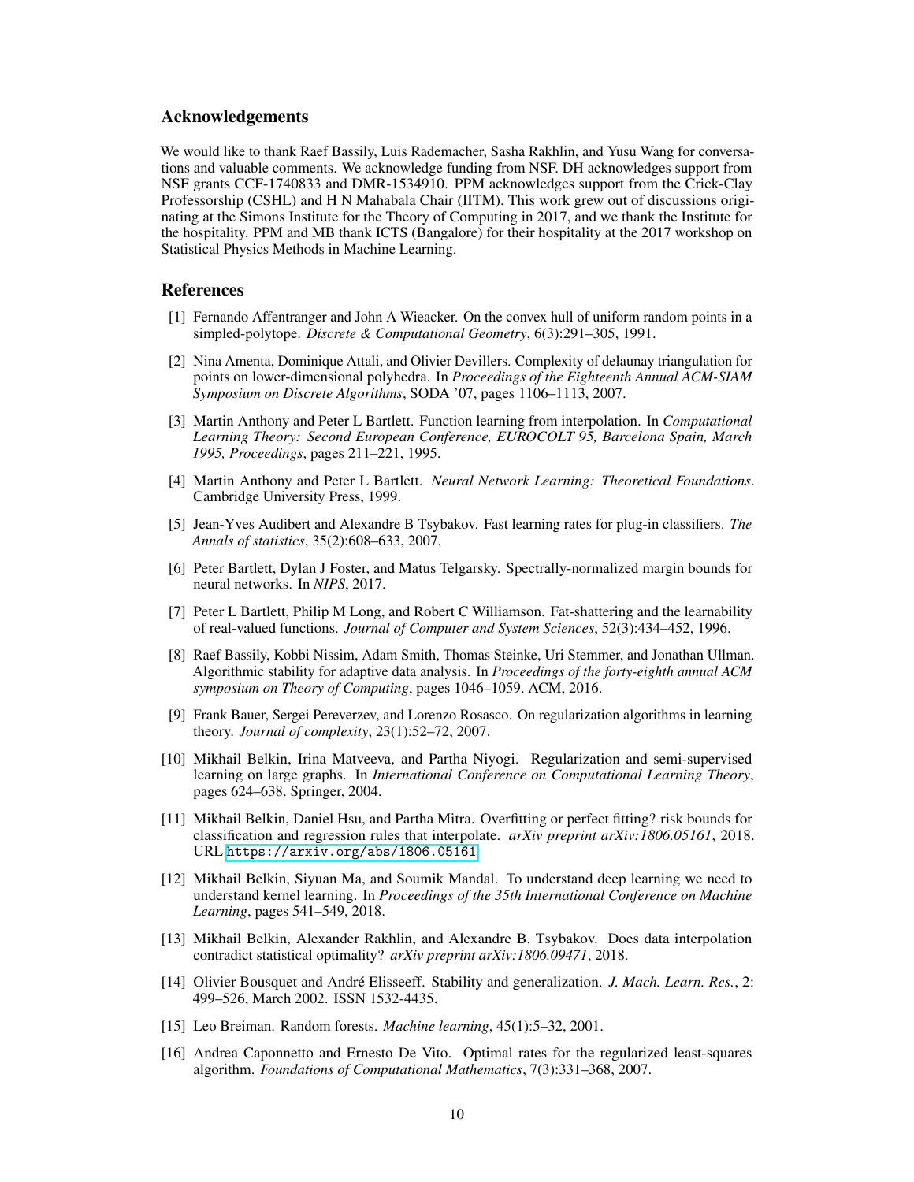## Acknowledgements

We would like to thank Raef Bassily, Luis Rademacher, Sasha Rakhlin, and Yusu Wang for conversations and valuable comments. We acknowledge funding from NSF. DH acknowledges support from NSF grants CCF-1740833 and DMR-1534910. PPM acknowledges support from the Crick-Clay Professorship (CSHL) and H N Mahabala Chair (IITM). This work grew out of discussions originating at the Simons Institute for the Theory of Computing in 2017, and we thank the Institute for the hospitality. PPM and MB thank ICTS (Bangalore) for their hospitality at the 2017 workshop on Statistical Physics Methods in Machine Learning.

## References

[1] Fernando Affentranger and John A Wieacker. On the convex hull of uniform random points in a simpled-polytope. *Discrete & Computational Geometry*, 6(3):291–305, 1991.

[2] Nina Amenta, Dominique Attali, and Olivier Devillers. Complexity of delaunay triangulation for points on lower-dimensional polyhedra. In *Proceedings of the Eighteenth Annual ACM-SIAM Symposium on Discrete Algorithms*, SODA '07, pages 1106–1113, 2007.

[3] Martin Anthony and Peter L Bartlett. Function learning from interpolation. In *Computational Learning Theory: Second European Conference, EUROCOLT 95, Barcelona Spain, March 1995, Proceedings*, pages 211–221, 1995.

[4] Martin Anthony and Peter L Bartlett. *Neural Network Learning: Theoretical Foundations*. Cambridge University Press, 1999.

[5] Jean-Yves Audibert and Alexandre B Tsybakov. Fast learning rates for plug-in classifiers. *The Annals of statistics*, 35(2):608–633, 2007.

[6] Peter Bartlett, Dylan J Foster, and Matus Telgarsky. Spectrally-normalized margin bounds for neural networks. In *NIPS*, 2017.

[7] Peter L Bartlett, Philip M Long, and Robert C Williamson. Fat-shattering and the learnability of real-valued functions. *Journal of Computer and System Sciences*, 52(3):434–452, 1996.

[8] Raef Bassily, Kobbi Nissim, Adam Smith, Thomas Steinke, Uri Stemmer, and Jonathan Ullman. Algorithmic stability for adaptive data analysis. In *Proceedings of the forty-eighth annual ACM symposium on Theory of Computing*, pages 1046–1059. ACM, 2016.

[9] Frank Bauer, Sergei Pereverzev, and Lorenzo Rosasco. On regularization algorithms in learning theory. *Journal of complexity*, 23(1):52–72, 2007.

[10] Mikhail Belkin, Irina Matveeva, and Partha Niyogi. Regularization and semi-supervised learning on large graphs. In *International Conference on Computational Learning Theory*, pages 624–638. Springer, 2004.

[11] Mikhail Belkin, Daniel Hsu, and Partha Mitra. Overfitting or perfect fitting? risk bounds for classification and regression rules that interpolate. *arXiv preprint arXiv:1806.05161*, 2018. URL https://arxiv.org/abs/1806.05161.

[12] Mikhail Belkin, Siyuan Ma, and Soumik Mandal. To understand deep learning we need to understand kernel learning. In *Proceedings of the 35th International Conference on Machine Learning*, pages 541–549, 2018.

[13] Mikhail Belkin, Alexander Rakhlin, and Alexandre B. Tsybakov. Does data interpolation contradict statistical optimality? *arXiv preprint arXiv:1806.09471*, 2018.

[14] Olivier Bousquet and André Elisseeff. Stability and generalization. *J. Mach. Learn. Res.*, 2: 499–526, March 2002. ISSN 1532-4435.

[15] Leo Breiman. Random forests. *Machine learning*, 45(1):5–32, 2001.

[16] Andrea Caponnetto and Ernesto De Vito. Optimal rates for the regularized least-squares algorithm. *Foundations of Computational Mathematics*, 7(3):331–368, 2007.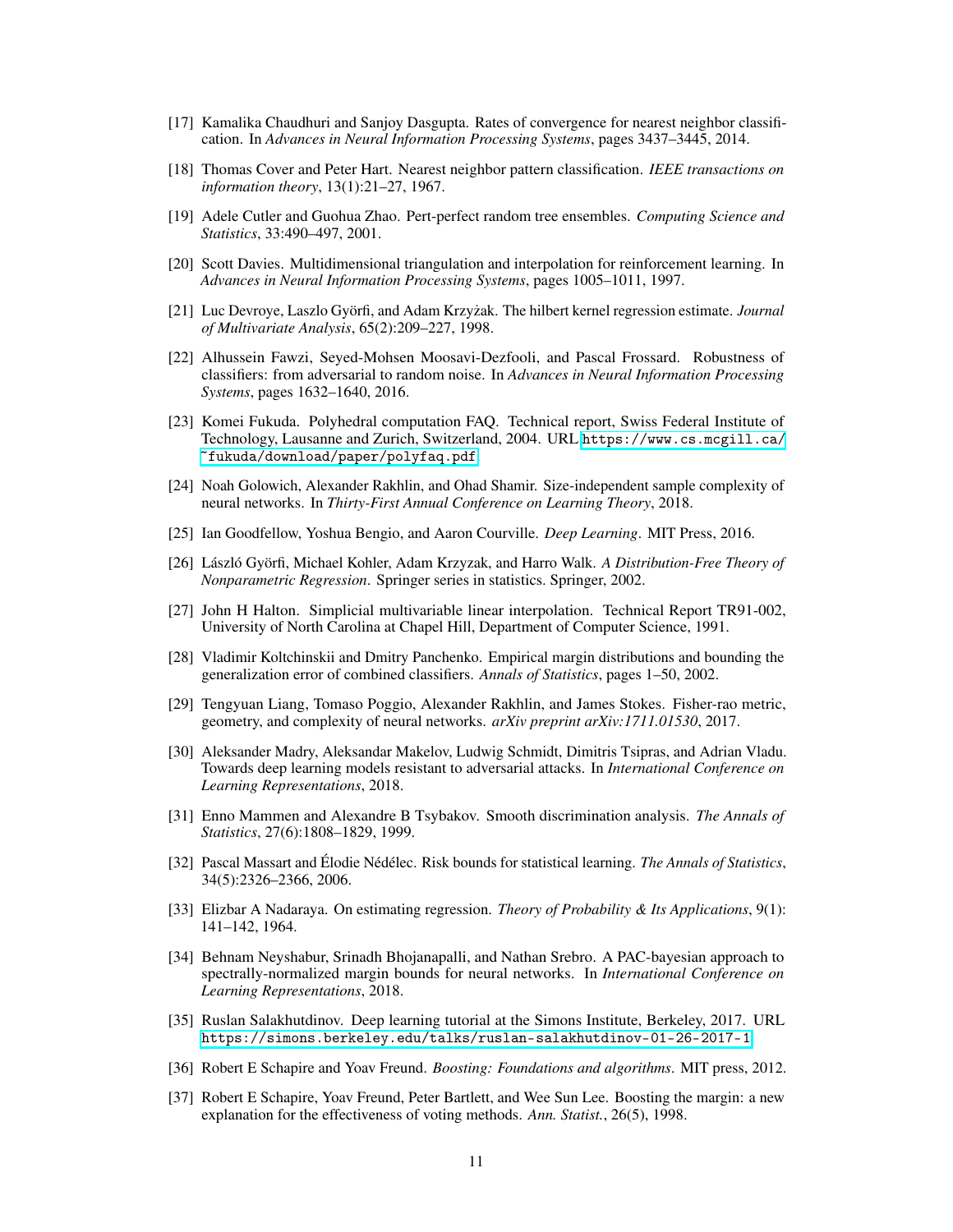[17] Kamalika Chaudhuri and Sanjoy Dasgupta. Rates of convergence for nearest neighbor classification. In *Advances in Neural Information Processing Systems*, pages 3437–3445, 2014.

[18] Thomas Cover and Peter Hart. Nearest neighbor pattern classification. *IEEE transactions on information theory*, 13(1):21–27, 1967.

[19] Adele Cutler and Guohua Zhao. Pert-perfect random tree ensembles. *Computing Science and Statistics*, 33:490–497, 2001.

[20] Scott Davies. Multidimensional triangulation and interpolation for reinforcement learning. In *Advances in Neural Information Processing Systems*, pages 1005–1011, 1997.

[21] Luc Devroye, Laszlo Györfi, and Adam Krzyżak. The hilbert kernel regression estimate. *Journal of Multivariate Analysis*, 65(2):209–227, 1998.

[22] Alhussein Fawzi, Seyed-Mohsen Moosavi-Dezfooli, and Pascal Frossard. Robustness of classifiers: from adversarial to random noise. In *Advances in Neural Information Processing Systems*, pages 1632–1640, 2016.

[23] Komei Fukuda. Polyhedral computation FAQ. Technical report, Swiss Federal Institute of Technology, Lausanne and Zurich, Switzerland, 2004. URL https://www.cs.mcgill.ca/~fukuda/download/paper/polyfaq.pdf.

[24] Noah Golowich, Alexander Rakhlin, and Ohad Shamir. Size-independent sample complexity of neural networks. In *Thirty-First Annual Conference on Learning Theory*, 2018.

[25] Ian Goodfellow, Yoshua Bengio, and Aaron Courville. *Deep Learning*. MIT Press, 2016.

[26] László Györfi, Michael Kohler, Adam Krzyzak, and Harro Walk. *A Distribution-Free Theory of Nonparametric Regression*. Springer series in statistics. Springer, 2002.

[27] John H Halton. Simplicial multivariable linear interpolation. Technical Report TR91-002, University of North Carolina at Chapel Hill, Department of Computer Science, 1991.

[28] Vladimir Koltchinskii and Dmitry Panchenko. Empirical margin distributions and bounding the generalization error of combined classifiers. *Annals of Statistics*, pages 1–50, 2002.

[29] Tengyuan Liang, Tomaso Poggio, Alexander Rakhlin, and James Stokes. Fisher-rao metric, geometry, and complexity of neural networks. *arXiv preprint arXiv:1711.01530*, 2017.

[30] Aleksander Madry, Aleksandar Makelov, Ludwig Schmidt, Dimitris Tsipras, and Adrian Vladu. Towards deep learning models resistant to adversarial attacks. In *International Conference on Learning Representations*, 2018.

[31] Enno Mammen and Alexandre B Tsybakov. Smooth discrimination analysis. *The Annals of Statistics*, 27(6):1808–1829, 1999.

[32] Pascal Massart and Élodie Nédélec. Risk bounds for statistical learning. *The Annals of Statistics*, 34(5):2326–2366, 2006.

[33] Elizbar A Nadaraya. On estimating regression. *Theory of Probability & Its Applications*, 9(1): 141–142, 1964.

[34] Behnam Neyshabur, Srinadh Bhojanapalli, and Nathan Srebro. A PAC-bayesian approach to spectrally-normalized margin bounds for neural networks. In *International Conference on Learning Representations*, 2018.

[35] Ruslan Salakhutdinov. Deep learning tutorial at the Simons Institute, Berkeley, 2017. URL https://simons.berkeley.edu/talks/ruslan-salakhutdinov-01-26-2017-1.

[36] Robert E Schapire and Yoav Freund. *Boosting: Foundations and algorithms*. MIT press, 2012.

[37] Robert E Schapire, Yoav Freund, Peter Bartlett, and Wee Sun Lee. Boosting the margin: a new explanation for the effectiveness of voting methods. *Ann. Statist.*, 26(5), 1998.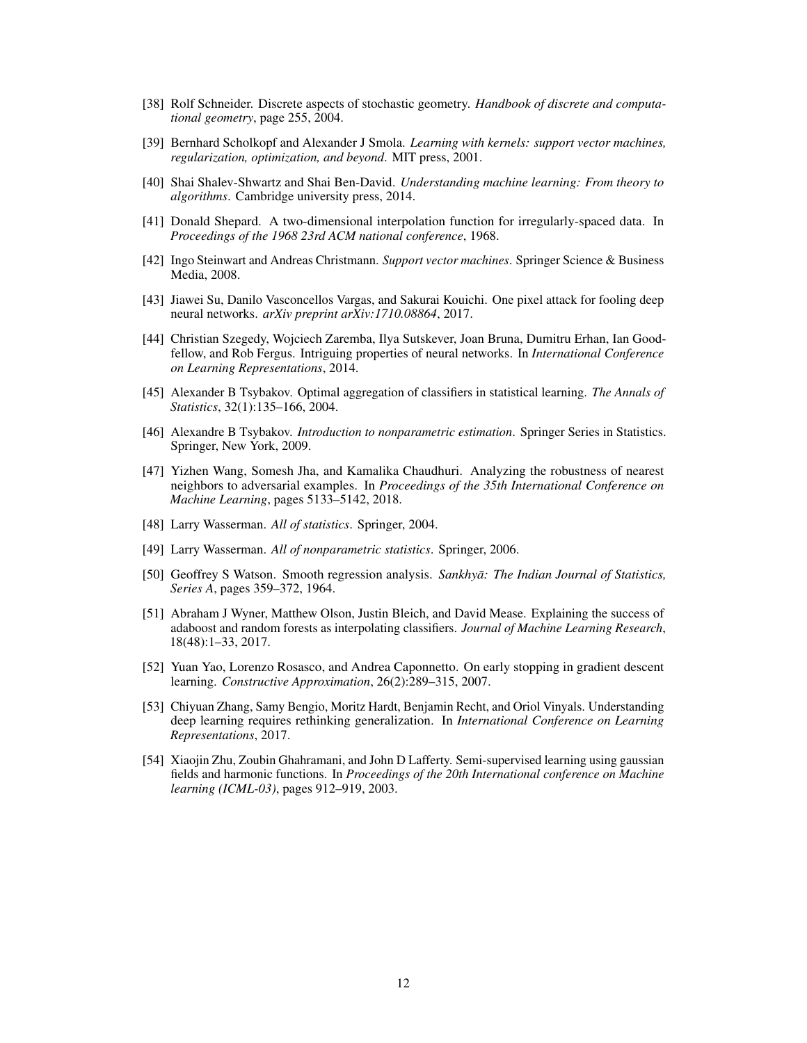[38] Rolf Schneider. Discrete aspects of stochastic geometry. *Handbook of discrete and computational geometry*, page 255, 2004.

[39] Bernhard Scholkopf and Alexander J Smola. *Learning with kernels: support vector machines, regularization, optimization, and beyond*. MIT press, 2001.

[40] Shai Shalev-Shwartz and Shai Ben-David. *Understanding machine learning: From theory to algorithms*. Cambridge university press, 2014.

[41] Donald Shepard. A two-dimensional interpolation function for irregularly-spaced data. In *Proceedings of the 1968 23rd ACM national conference*, 1968.

[42] Ingo Steinwart and Andreas Christmann. *Support vector machines*. Springer Science & Business Media, 2008.

[43] Jiawei Su, Danilo Vasconcellos Vargas, and Sakurai Kouichi. One pixel attack for fooling deep neural networks. *arXiv preprint arXiv:1710.08864*, 2017.

[44] Christian Szegedy, Wojciech Zaremba, Ilya Sutskever, Joan Bruna, Dumitru Erhan, Ian Goodfellow, and Rob Fergus. Intriguing properties of neural networks. In *International Conference on Learning Representations*, 2014.

[45] Alexander B Tsybakov. Optimal aggregation of classifiers in statistical learning. *The Annals of Statistics*, 32(1):135–166, 2004.

[46] Alexandre B Tsybakov. *Introduction to nonparametric estimation*. Springer Series in Statistics. Springer, New York, 2009.

[47] Yizhen Wang, Somesh Jha, and Kamalika Chaudhuri. Analyzing the robustness of nearest neighbors to adversarial examples. In *Proceedings of the 35th International Conference on Machine Learning*, pages 5133–5142, 2018.

[48] Larry Wasserman. *All of statistics*. Springer, 2004.

[49] Larry Wasserman. *All of nonparametric statistics*. Springer, 2006.

[50] Geoffrey S Watson. Smooth regression analysis. *Sankhyā: The Indian Journal of Statistics, Series A*, pages 359–372, 1964.

[51] Abraham J Wyner, Matthew Olson, Justin Bleich, and David Mease. Explaining the success of adaboost and random forests as interpolating classifiers. *Journal of Machine Learning Research*, 18(48):1–33, 2017.

[52] Yuan Yao, Lorenzo Rosasco, and Andrea Caponnetto. On early stopping in gradient descent learning. *Constructive Approximation*, 26(2):289–315, 2007.

[53] Chiyuan Zhang, Samy Bengio, Moritz Hardt, Benjamin Recht, and Oriol Vinyals. Understanding deep learning requires rethinking generalization. In *International Conference on Learning Representations*, 2017.

[54] Xiaojin Zhu, Zoubin Ghahramani, and John D Lafferty. Semi-supervised learning using gaussian fields and harmonic functions. In *Proceedings of the 20th International conference on Machine learning (ICML-03)*, pages 912–919, 2003.